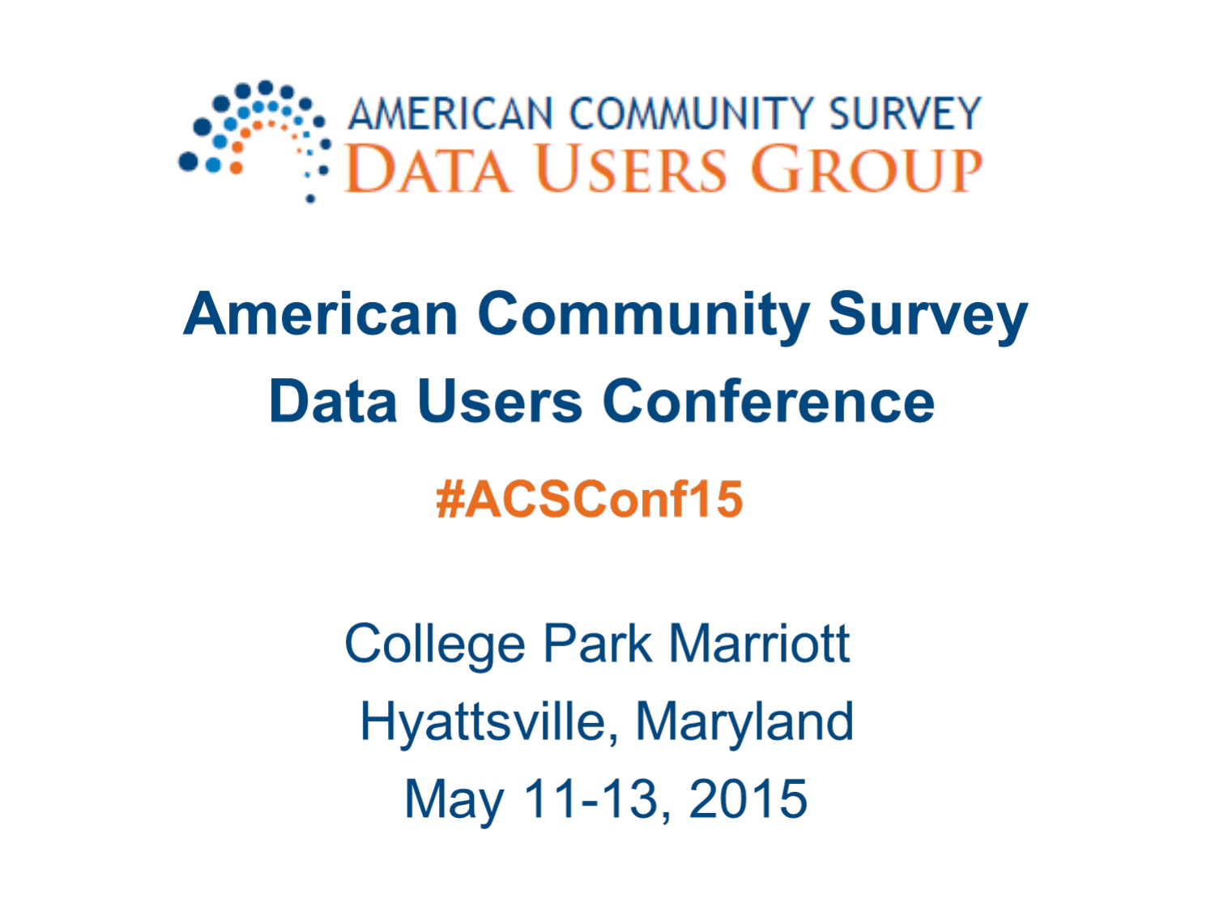AMERICAN COMMUNITY SURVEY
DATA USERS GROUP

# American Community Survey Data Users Conference

**#ACSConf15**

College Park Marriott
Hyattsville, Maryland
May 11-13, 2015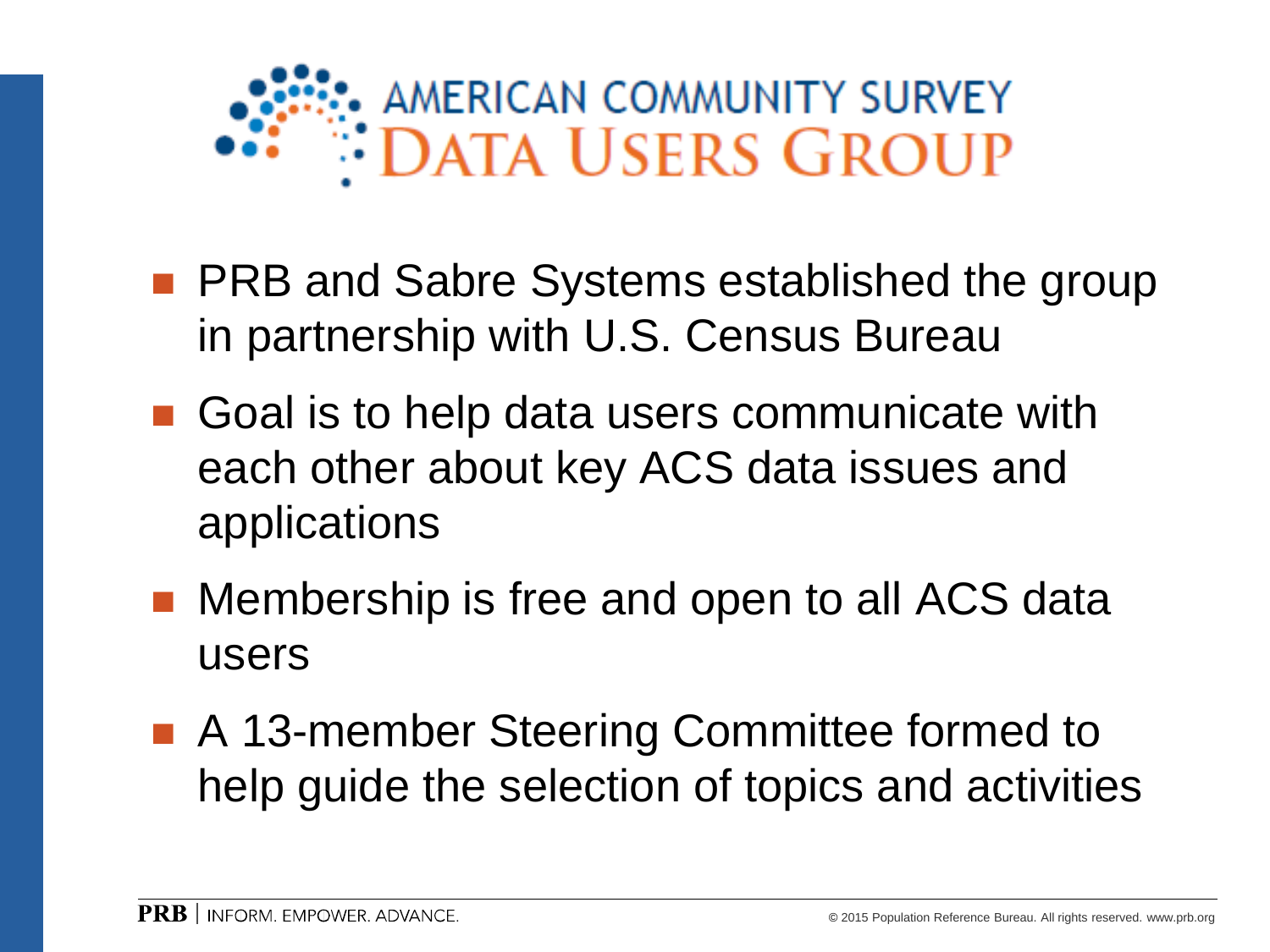# AMERICAN COMMUNITY SURVEY DATA USERS GROUP

- PRB and Sabre Systems established the group in partnership with U.S. Census Bureau
- Goal is to help data users communicate with each other about key ACS data issues and applications
- Membership is free and open to all ACS data users
- A 13-member Steering Committee formed to help guide the selection of topics and activities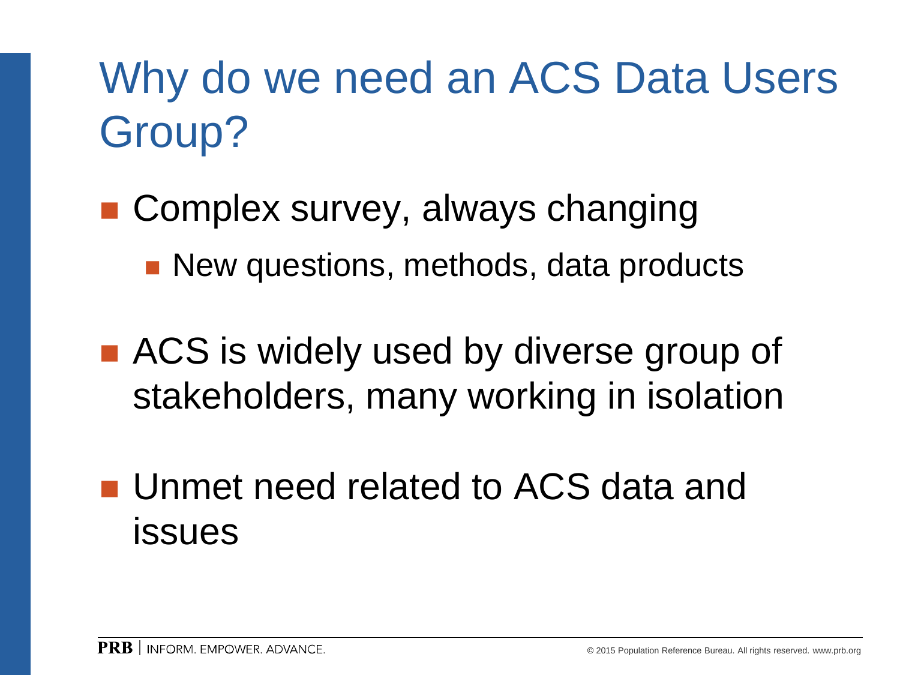# Why do we need an ACS Data Users Group?

- Complex survey, always changing
  - New questions, methods, data products
- ACS is widely used by diverse group of stakeholders, many working in isolation
- Unmet need related to ACS data and issues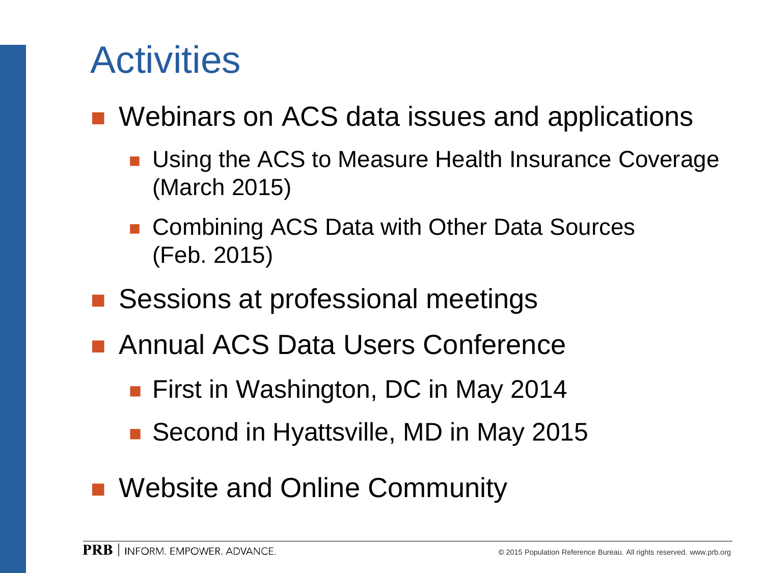# Activities

- Webinars on ACS data issues and applications
  - Using the ACS to Measure Health Insurance Coverage (March 2015)
  - Combining ACS Data with Other Data Sources (Feb. 2015)
- Sessions at professional meetings
- Annual ACS Data Users Conference
  - First in Washington, DC in May 2014
  - Second in Hyattsville, MD in May 2015
- Website and Online Community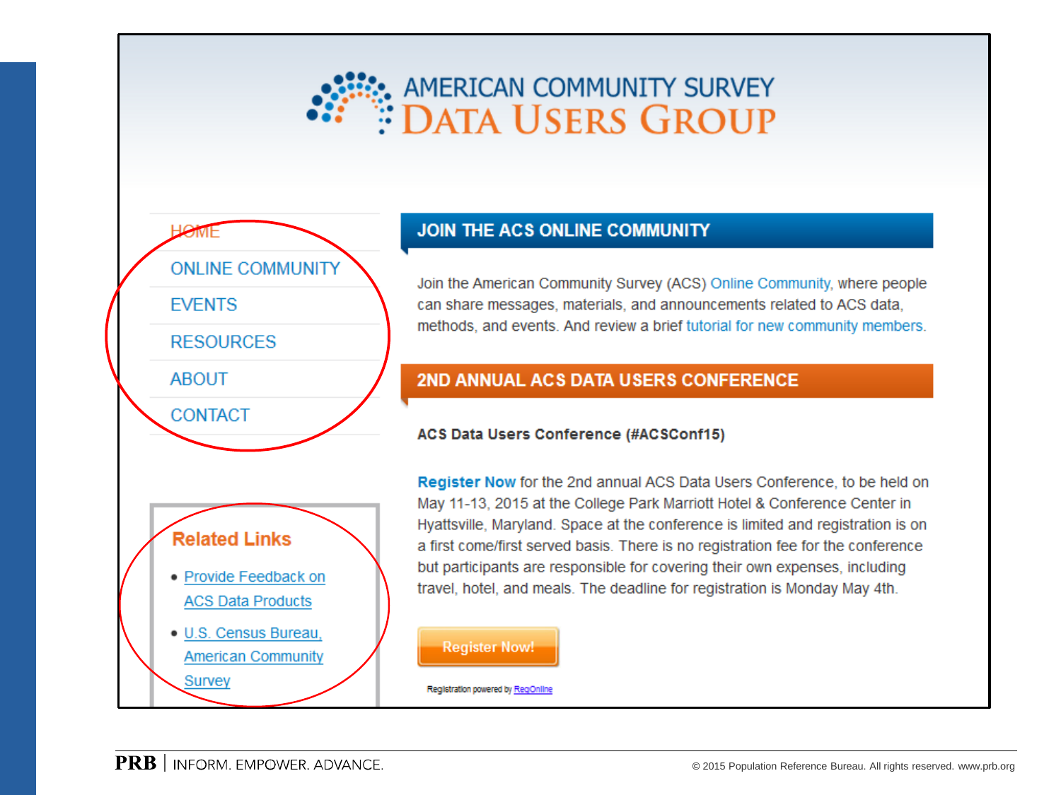# AMERICAN COMMUNITY SURVEY DATA USERS GROUP

- HOME
- ONLINE COMMUNITY
- EVENTS
- RESOURCES
- ABOUT
- CONTACT

## JOIN THE ACS ONLINE COMMUNITY

Join the American Community Survey (ACS) Online Community, where people can share messages, materials, and announcements related to ACS data, methods, and events. And review a brief tutorial for new community members.

## 2ND ANNUAL ACS DATA USERS CONFERENCE

**ACS Data Users Conference (#ACSConf15)**

**Register Now** for the 2nd annual ACS Data Users Conference, to be held on May 11-13, 2015 at the College Park Marriott Hotel & Conference Center in Hyattsville, Maryland. Space at the conference is limited and registration is on a first come/first served basis. There is no registration fee for the conference but participants are responsible for covering their own expenses, including travel, hotel, and meals. The deadline for registration is Monday May 4th.

Register Now!

Registration powered by RegOnline

### Related Links

- Provide Feedback on ACS Data Products
- U.S. Census Bureau, American Community Survey

PRB | INFORM. EMPOWER. ADVANCE.

© 2015 Population Reference Bureau. All rights reserved. www.prb.org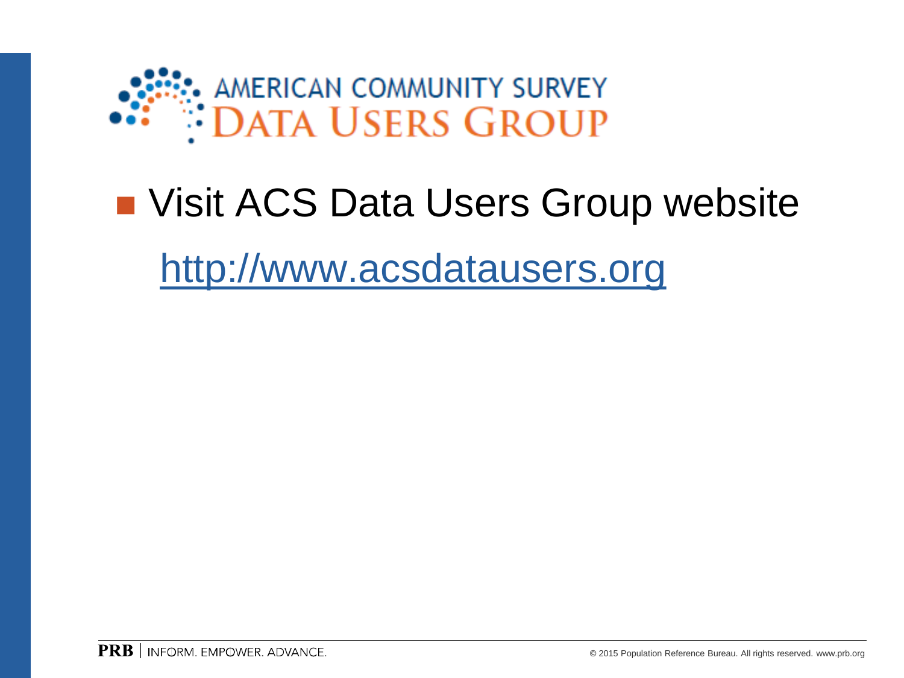AMERICAN COMMUNITY SURVEY
DATA USERS GROUP

- Visit ACS Data Users Group website

  http://www.acsdatausers.org